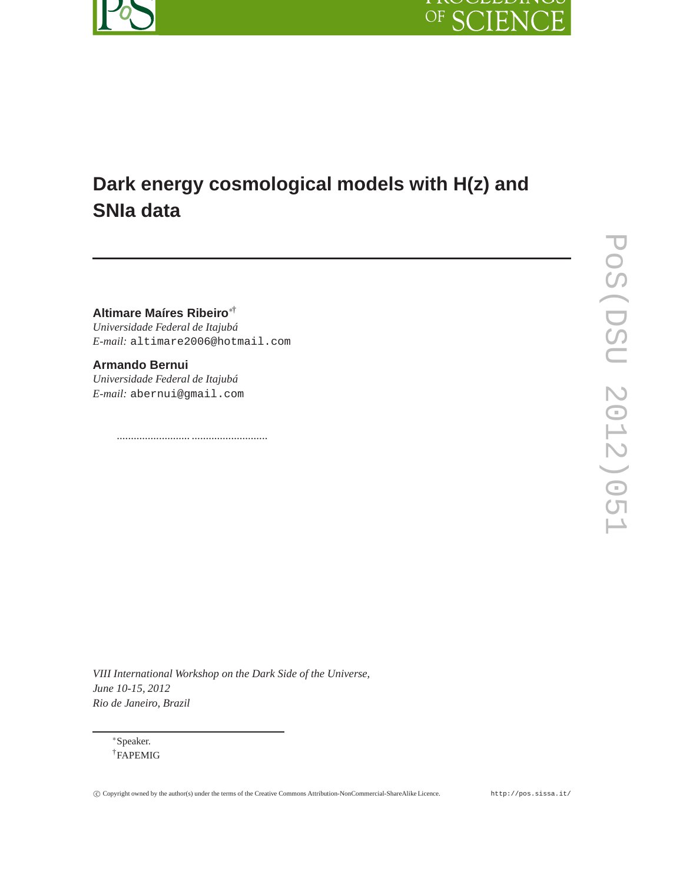# Dark energy cosmological models with H(z) and SNIa data

**Altimare Maíres Ribeiro**[∗†]
*Universidade Federal de Itajubá*
*E-mail:* altimare2006@hotmail.com

**Armando Bernui**
*Universidade Federal de Itajubá*
*E-mail:* abernui@gmail.com

.......................... ...........................

*VIII International Workshop on the Dark Side of the Universe,*
*June 10-15, 2012*
*Rio de Janeiro, Brazil*

[∗]Speaker.
[†]FAPEMIG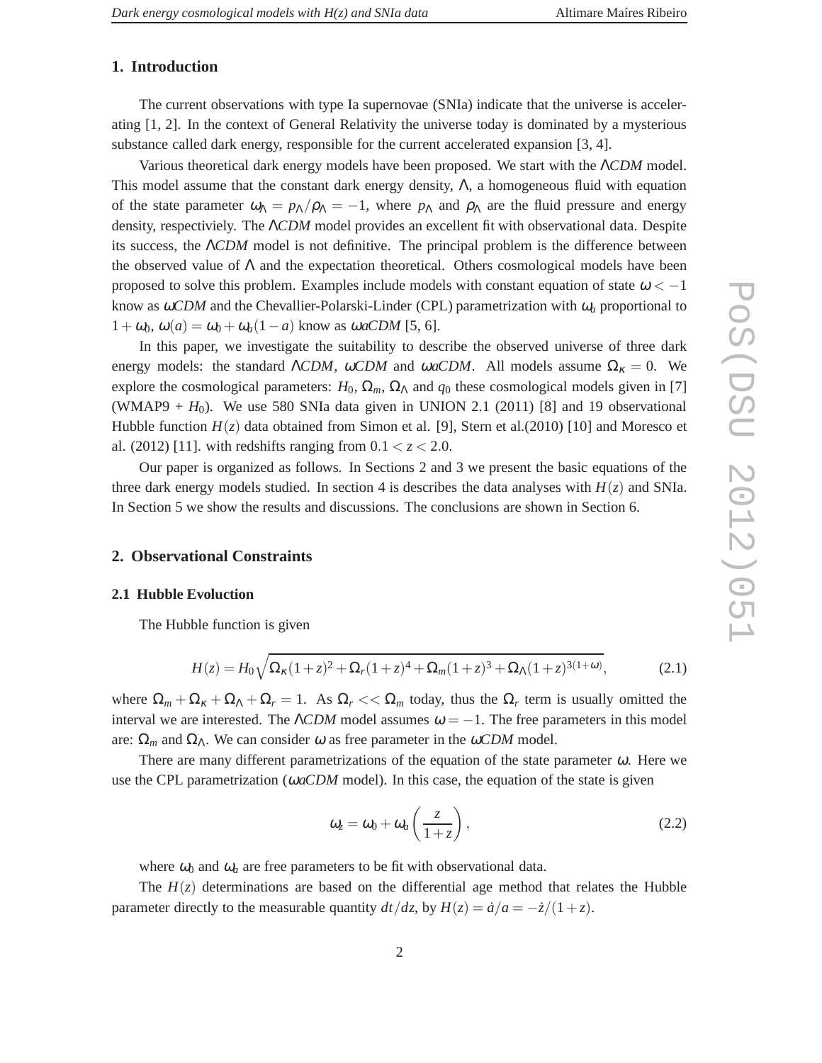## 1. Introduction

The current observations with type Ia supernovae (SNIa) indicate that the universe is accelerating [1, 2]. In the context of General Relativity the universe today is dominated by a mysterious substance called dark energy, responsible for the current accelerated expansion [3, 4].

Various theoretical dark energy models have been proposed. We start with the $\Lambda CDM$ model. This model assume that the constant dark energy density, $\Lambda$, a homogeneous fluid with equation of the state parameter $\omega_\Lambda = p_\Lambda/\rho_\Lambda = -1$, where $p_\Lambda$ and $\rho_\Lambda$ are the fluid pressure and energy density, respectiviely. The $\Lambda CDM$ model provides an excellent fit with observational data. Despite its success, the $\Lambda CDM$ model is not definitive. The principal problem is the difference between the observed value of $\Lambda$ and the expectation theoretical. Others cosmological models have been proposed to solve this problem. Examples include models with constant equation of state $\omega < -1$ know as $\omega CDM$ and the Chevallier-Polarski-Linder (CPL) parametrization with $\omega_a$ proportional to $1+\omega_0$, $\omega(a) = \omega_0 + \omega_a(1-a)$ know as $\omega aCDM$ [5, 6].

In this paper, we investigate the suitability to describe the observed universe of three dark energy models: the standard $\Lambda CDM$, $\omega CDM$ and $\omega aCDM$. All models assume $\Omega_\kappa = 0$. We explore the cosmological parameters: $H_0$, $\Omega_m$, $\Omega_\Lambda$ and $q_0$ these cosmological models given in [7] (WMAP9 + $H_0$). We use 580 SNIa data given in UNION 2.1 (2011) [8] and 19 observational Hubble function $H(z)$ data obtained from Simon et al. [9], Stern et al.(2010) [10] and Moresco et al. (2012) [11]. with redshifts ranging from $0.1 < z < 2.0$.

Our paper is organized as follows. In Sections 2 and 3 we present the basic equations of the three dark energy models studied. In section 4 is describes the data analyses with $H(z)$ and SNIa. In Section 5 we show the results and discussions. The conclusions are shown in Section 6.

## 2. Observational Constraints

### 2.1 Hubble Evoluction

The Hubble function is given

$$H(z) = H_0\sqrt{\Omega_\kappa(1+z)^2 + \Omega_r(1+z)^4 + \Omega_m(1+z)^3 + \Omega_\Lambda(1+z)^{3(1+\omega)}}, \tag{2.1}$$

where $\Omega_m + \Omega_\kappa + \Omega_\Lambda + \Omega_r = 1$. As $\Omega_r << \Omega_m$ today, thus the $\Omega_r$ term is usually omitted the interval we are interested. The $\Lambda CDM$ model assumes $\omega = -1$. The free parameters in this model are: $\Omega_m$ and $\Omega_\Lambda$. We can consider $\omega$ as free parameter in the $\omega CDM$ model.

There are many different parametrizations of the equation of the state parameter $\omega$. Here we use the CPL parametrization ($\omega aCDM$ model). In this case, the equation of the state is given

$$\omega_z = \omega_0 + \omega_a\left(\frac{z}{1+z}\right), \tag{2.2}$$

where $\omega_0$ and $\omega_a$ are free parameters to be fit with observational data.

The $H(z)$ determinations are based on the differential age method that relates the Hubble parameter directly to the measurable quantity $dt/dz$, by $H(z) = \dot{a}/a = -\dot{z}/(1+z)$.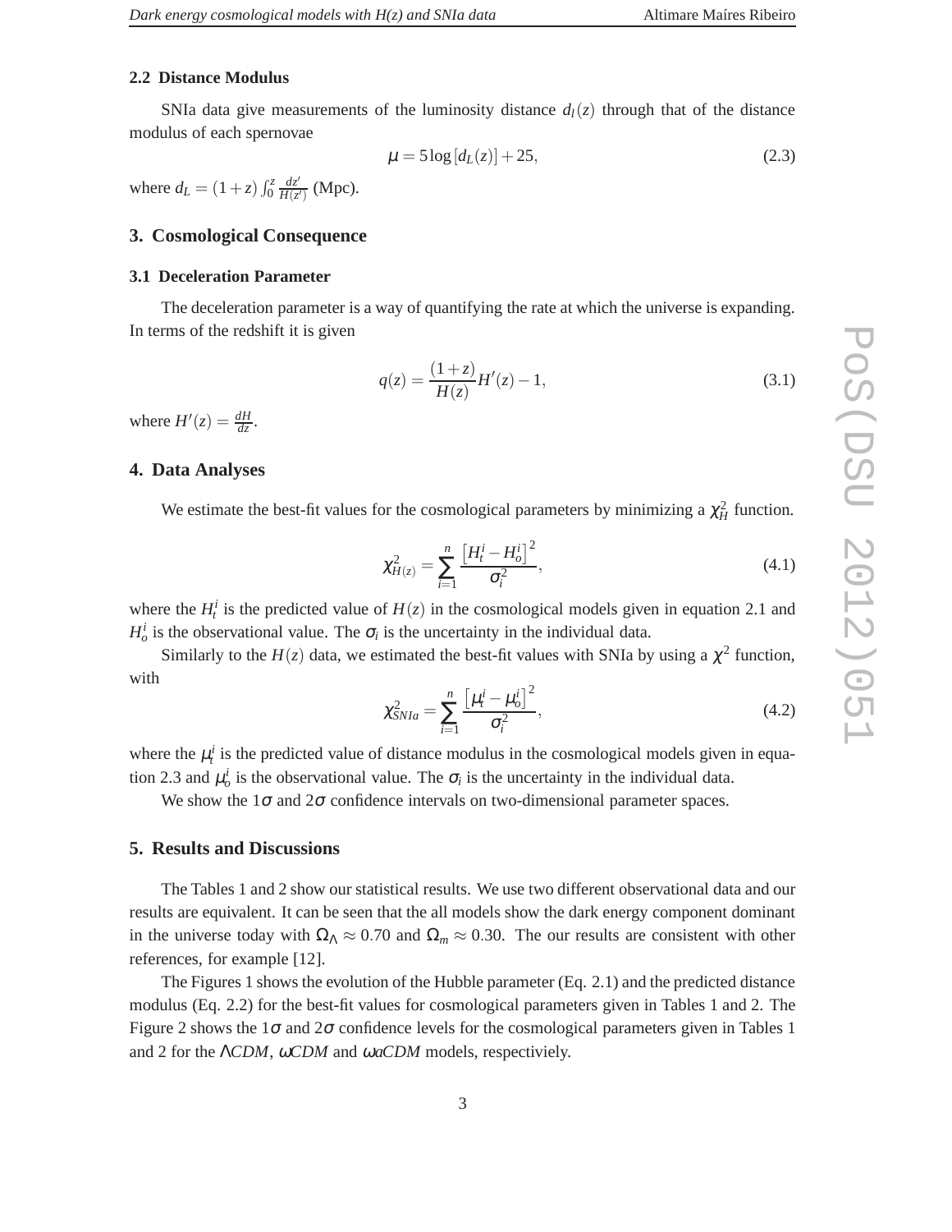### 2.2 Distance Modulus

SNIa data give measurements of the luminosity distance $d_l(z)$ through that of the distance modulus of each spernovae

$$\mu = 5\log\left[d_L(z)\right] + 25, \tag{2.3}$$

where $d_L = (1+z)\int_0^z \frac{dz'}{H(z')}$ (Mpc).

## 3. Cosmological Consequence

### 3.1 Deceleration Parameter

The deceleration parameter is a way of quantifying the rate at which the universe is expanding. In terms of the redshift it is given

$$q(z) = \frac{(1+z)}{H(z)}H'(z) - 1, \tag{3.1}$$

where $H'(z) = \frac{dH}{dz}$.

## 4. Data Analyses

We estimate the best-fit values for the cosmological parameters by minimizing a $\chi^2_H$ function.

$$\chi^2_{H(z)} = \sum_{i=1}^{n} \frac{\left[H_t^i - H_o^i\right]^2}{\sigma_i^2}, \tag{4.1}$$

where the $H_t^i$ is the predicted value of $H(z)$ in the cosmological models given in equation 2.1 and $H_o^i$ is the observational value. The $\sigma_i$ is the uncertainty in the individual data.

Similarly to the $H(z)$ data, we estimated the best-fit values with SNIa by using a $\chi^2$ function, with

$$\chi^2_{SNIa} = \sum_{i=1}^{n} \frac{\left[\mu_t^i - \mu_o^i\right]^2}{\sigma_i^2}, \tag{4.2}$$

where the $\mu_t^i$ is the predicted value of distance modulus in the cosmological models given in equation 2.3 and $\mu_o^i$ is the observational value. The $\sigma_i$ is the uncertainty in the individual data.

We show the $1\sigma$ and $2\sigma$ confidence intervals on two-dimensional parameter spaces.

## 5. Results and Discussions

The Tables 1 and 2 show our statistical results. We use two different observational data and our results are equivalent. It can be seen that the all models show the dark energy component dominant in the universe today with $\Omega_\Lambda \approx 0.70$ and $\Omega_m \approx 0.30$. The our results are consistent with other references, for example [12].

The Figures 1 shows the evolution of the Hubble parameter (Eq. 2.1) and the predicted distance modulus (Eq. 2.2) for the best-fit values for cosmological parameters given in Tables 1 and 2. The Figure 2 shows the $1\sigma$ and $2\sigma$ confidence levels for the cosmological parameters given in Tables 1 and 2 for the $\Lambda CDM$, $\omega CDM$ and $\omega aCDM$ models, respectiviely.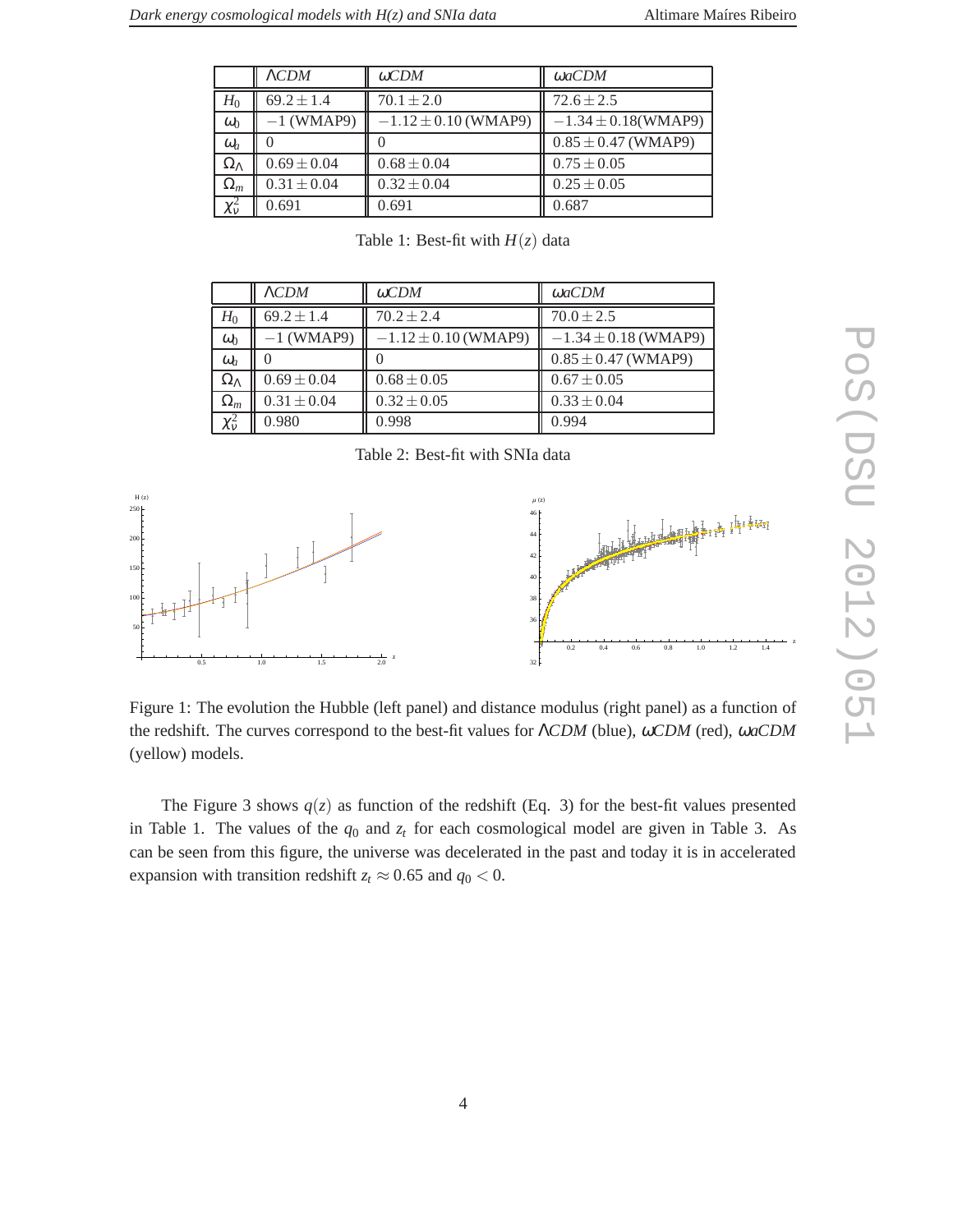|  | $\Lambda CDM$ | $\omega CDM$ | $\omega aCDM$ |
|---|---|---|---|
| $H_0$ | $69.2 \pm 1.4$ | $70.1 \pm 2.0$ | $72.6 \pm 2.5$ |
| $\omega_0$ | $-1$ (WMAP9) | $-1.12 \pm 0.10$ (WMAP9) | $-1.34 \pm 0.18$(WMAP9) |
| $\omega_a$ | 0 | 0 | $0.85 \pm 0.47$ (WMAP9) |
| $\Omega_\Lambda$ | $0.69 \pm 0.04$ | $0.68 \pm 0.04$ | $0.75 \pm 0.05$ |
| $\Omega_m$ | $0.31 \pm 0.04$ | $0.32 \pm 0.04$ | $0.25 \pm 0.05$ |
| $\chi^2_\nu$ | 0.691 | 0.691 | 0.687 |

Table 1: Best-fit with $H(z)$ data

|  | $\Lambda CDM$ | $\omega CDM$ | $\omega aCDM$ |
|---|---|---|---|
| $H_0$ | $69.2 \pm 1.4$ | $70.2 \pm 2.4$ | $70.0 \pm 2.5$ |
| $\omega_0$ | $-1$ (WMAP9) | $-1.12 \pm 0.10$ (WMAP9) | $-1.34 \pm 0.18$ (WMAP9) |
| $\omega_a$ | 0 | 0 | $0.85 \pm 0.47$ (WMAP9) |
| $\Omega_\Lambda$ | $0.69 \pm 0.04$ | $0.68 \pm 0.05$ | $0.67 \pm 0.05$ |
| $\Omega_m$ | $0.31 \pm 0.04$ | $0.32 \pm 0.05$ | $0.33 \pm 0.04$ |
| $\chi^2_\nu$ | 0.980 | 0.998 | 0.994 |

Table 2: Best-fit with SNIa data

Figure 1: The evolution the Hubble (left panel) and distance modulus (right panel) as a function of the redshift. The curves correspond to the best-fit values for $\Lambda CDM$ (blue), $\omega CDM$ (red), $\omega aCDM$ (yellow) models.

The Figure 3 shows $q(z)$ as function of the redshift (Eq. 3) for the best-fit values presented in Table 1. The values of the $q_0$ and $z_t$ for each cosmological model are given in Table 3. As can be seen from this figure, the universe was decelerated in the past and today it is in accelerated expansion with transition redshift $z_t \approx 0.65$ and $q_0 < 0$.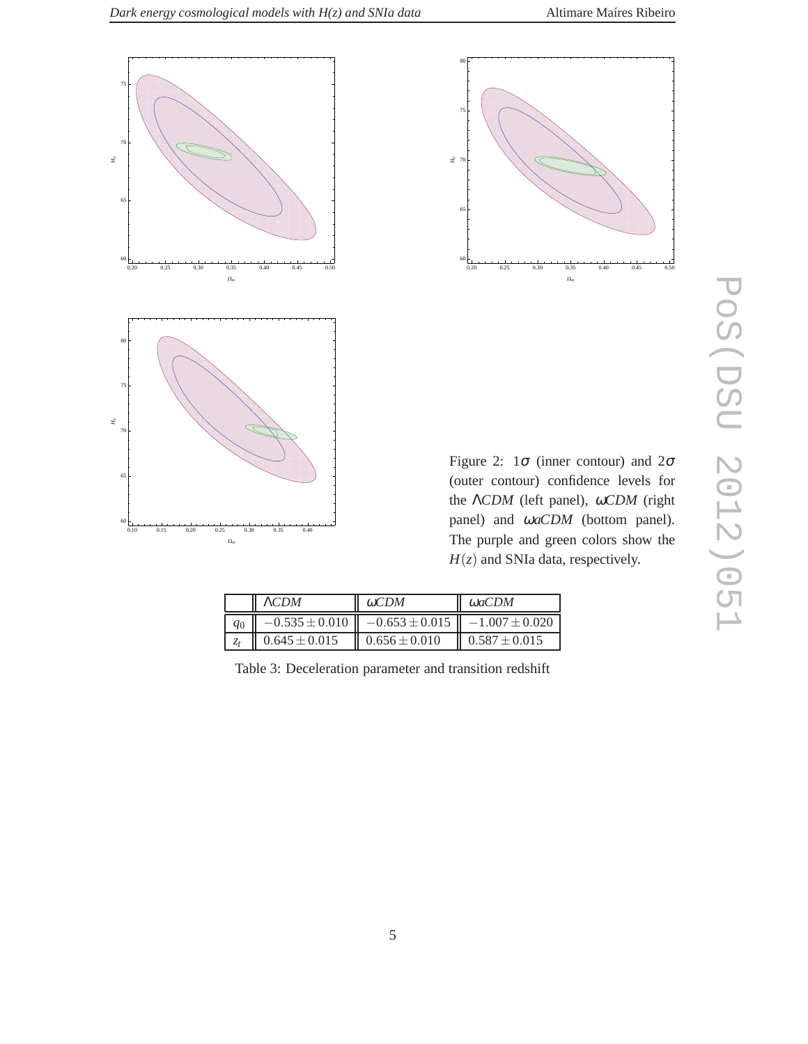Figure 2: $1\sigma$ (inner contour) and $2\sigma$ (outer contour) confidence levels for the $\Lambda CDM$ (left panel), $\omega CDM$ (right panel) and $\omega aCDM$ (bottom panel). The purple and green colors show the $H(z)$ and SNIa data, respectively.

| | $\Lambda CDM$ | $\omega CDM$ | $\omega aCDM$ |
|---|---|---|---|
| $q_0$ | $-0.535 \pm 0.010$ | $-0.653 \pm 0.015$ | $-1.007 \pm 0.020$ |
| $z_t$ | $0.645 \pm 0.015$ | $0.656 \pm 0.010$ | $0.587 \pm 0.015$ |

Table 3: Deceleration parameter and transition redshift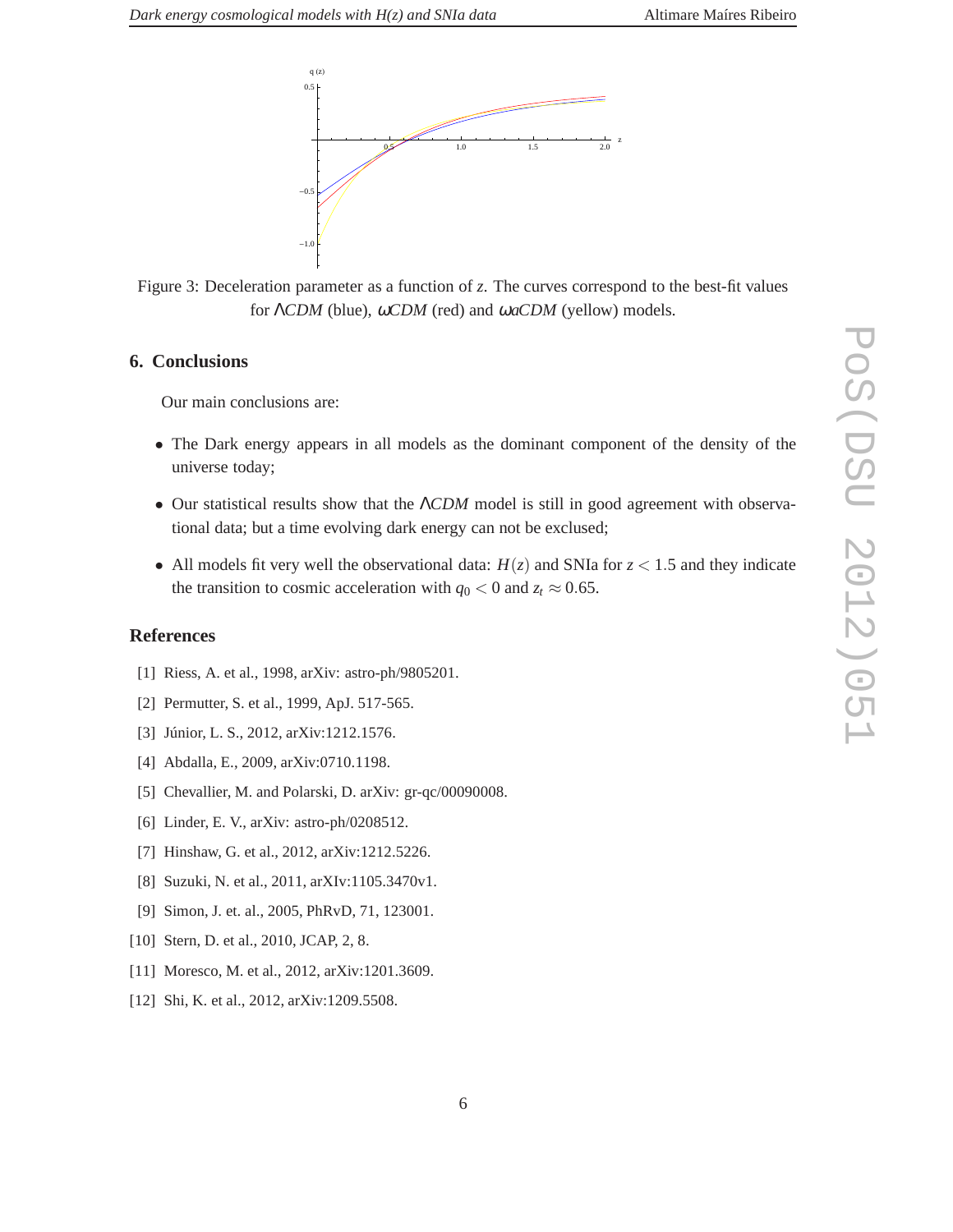q (z)

0.5

−0.5

−1.0

0.5

1.0

1.5

2.0

z

Figure 3: Deceleration parameter as a function of $z$. The curves correspond to the best-fit values for $\Lambda CDM$ (blue), $\omega CDM$ (red) and $\omega a CDM$ (yellow) models.

## 6. Conclusions

Our main conclusions are:

- The Dark energy appears in all models as the dominant component of the density of the universe today;
- Our statistical results show that the $\Lambda CDM$ model is still in good agreement with observational data; but a time evolving dark energy can not be exclused;
- All models fit very well the observational data: $H(z)$ and SNIa for $z < 1.5$ and they indicate the transition to cosmic acceleration with $q_0 < 0$ and $z_t \approx 0.65$.

## References

[1] Riess, A. et al., 1998, arXiv: astro-ph/9805201.

[2] Permutter, S. et al., 1999, ApJ. 517-565.

[3] Júnior, L. S., 2012, arXiv:1212.1576.

[4] Abdalla, E., 2009, arXiv:0710.1198.

[5] Chevallier, M. and Polarski, D. arXiv: gr-qc/00090008.

[6] Linder, E. V., arXiv: astro-ph/0208512.

[7] Hinshaw, G. et al., 2012, arXiv:1212.5226.

[8] Suzuki, N. et al., 2011, arXIv:1105.3470v1.

[9] Simon, J. et. al., 2005, PhRvD, 71, 123001.

[10] Stern, D. et al., 2010, JCAP, 2, 8.

[11] Moresco, M. et al., 2012, arXiv:1201.3609.

[12] Shi, K. et al., 2012, arXiv:1209.5508.